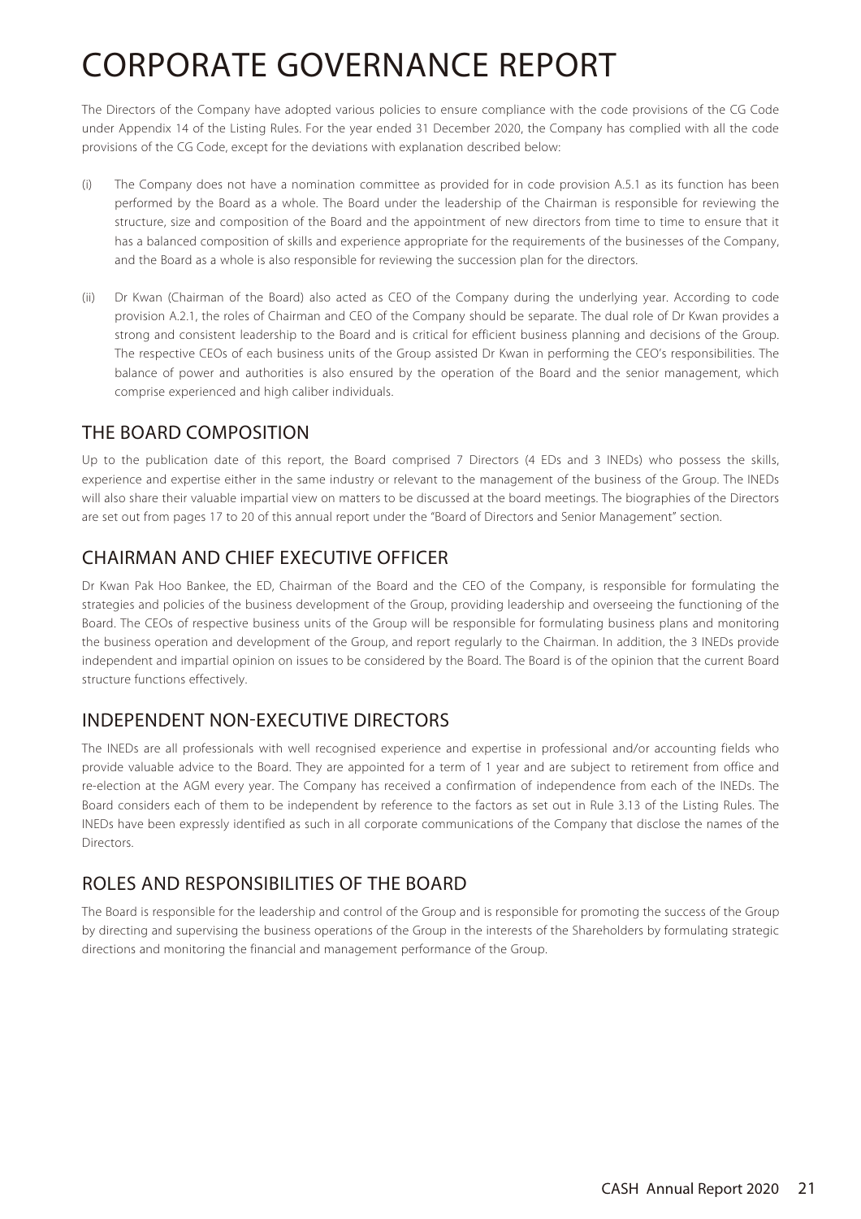# CORPORATE GOVERNANCE REPORT

The Directors of the Company have adopted various policies to ensure compliance with the code provisions of the CG Code under Appendix 14 of the Listing Rules. For the year ended 31 December 2020, the Company has complied with all the code provisions of the CG Code, except for the deviations with explanation described below:

(i) The Company does not have a nomination committee as provided for in code provision A.5.1 as its function has been performed by the Board as a whole. The Board under the leadership of the Chairman is responsible for reviewing the structure, size and composition of the Board and the appointment of new directors from time to time to ensure that it has a balanced composition of skills and experience appropriate for the requirements of the businesses of the Company, and the Board as a whole is also responsible for reviewing the succession plan for the directors.

(ii) Dr Kwan (Chairman of the Board) also acted as CEO of the Company during the underlying year. According to code provision A.2.1, the roles of Chairman and CEO of the Company should be separate. The dual role of Dr Kwan provides a strong and consistent leadership to the Board and is critical for efficient business planning and decisions of the Group. The respective CEOs of each business units of the Group assisted Dr Kwan in performing the CEO's responsibilities. The balance of power and authorities is also ensured by the operation of the Board and the senior management, which comprise experienced and high caliber individuals.

## THE BOARD COMPOSITION

Up to the publication date of this report, the Board comprised 7 Directors (4 EDs and 3 INEDs) who possess the skills, experience and expertise either in the same industry or relevant to the management of the business of the Group. The INEDs will also share their valuable impartial view on matters to be discussed at the board meetings. The biographies of the Directors are set out from pages 17 to 20 of this annual report under the "Board of Directors and Senior Management" section.

## CHAIRMAN AND CHIEF EXECUTIVE OFFICER

Dr Kwan Pak Hoo Bankee, the ED, Chairman of the Board and the CEO of the Company, is responsible for formulating the strategies and policies of the business development of the Group, providing leadership and overseeing the functioning of the Board. The CEOs of respective business units of the Group will be responsible for formulating business plans and monitoring the business operation and development of the Group, and report regularly to the Chairman. In addition, the 3 INEDs provide independent and impartial opinion on issues to be considered by the Board. The Board is of the opinion that the current Board structure functions effectively.

## INDEPENDENT NON-EXECUTIVE DIRECTORS

The INEDs are all professionals with well recognised experience and expertise in professional and/or accounting fields who provide valuable advice to the Board. They are appointed for a term of 1 year and are subject to retirement from office and re-election at the AGM every year. The Company has received a confirmation of independence from each of the INEDs. The Board considers each of them to be independent by reference to the factors as set out in Rule 3.13 of the Listing Rules. The INEDs have been expressly identified as such in all corporate communications of the Company that disclose the names of the Directors.

## ROLES AND RESPONSIBILITIES OF THE BOARD

The Board is responsible for the leadership and control of the Group and is responsible for promoting the success of the Group by directing and supervising the business operations of the Group in the interests of the Shareholders by formulating strategic directions and monitoring the financial and management performance of the Group.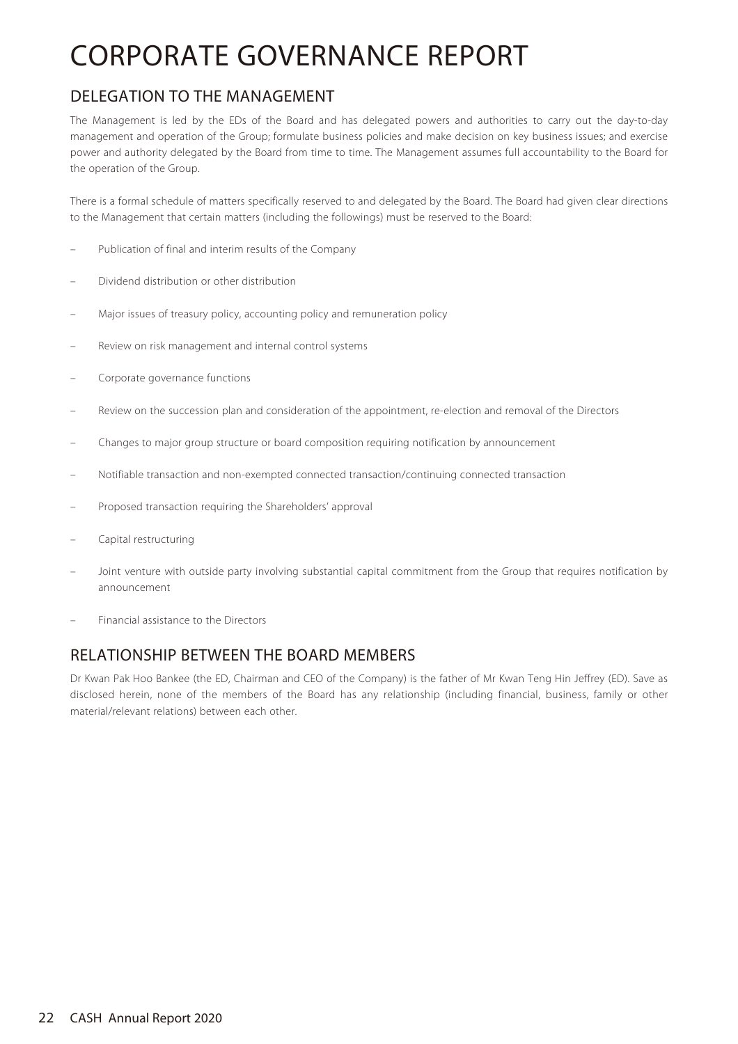# CORPORATE GOVERNANCE REPORT

## DELEGATION TO THE MANAGEMENT

The Management is led by the EDs of the Board and has delegated powers and authorities to carry out the day-to-day management and operation of the Group; formulate business policies and make decision on key business issues; and exercise power and authority delegated by the Board from time to time. The Management assumes full accountability to the Board for the operation of the Group.

There is a formal schedule of matters specifically reserved to and delegated by the Board. The Board had given clear directions to the Management that certain matters (including the followings) must be reserved to the Board:

- Publication of final and interim results of the Company
- Dividend distribution or other distribution
- Major issues of treasury policy, accounting policy and remuneration policy
- Review on risk management and internal control systems
- Corporate governance functions
- Review on the succession plan and consideration of the appointment, re-election and removal of the Directors
- Changes to major group structure or board composition requiring notification by announcement
- Notifiable transaction and non-exempted connected transaction/continuing connected transaction
- Proposed transaction requiring the Shareholders' approval
- Capital restructuring
- Joint venture with outside party involving substantial capital commitment from the Group that requires notification by announcement
- Financial assistance to the Directors

## RELATIONSHIP BETWEEN THE BOARD MEMBERS

Dr Kwan Pak Hoo Bankee (the ED, Chairman and CEO of the Company) is the father of Mr Kwan Teng Hin Jeffrey (ED). Save as disclosed herein, none of the members of the Board has any relationship (including financial, business, family or other material/relevant relations) between each other.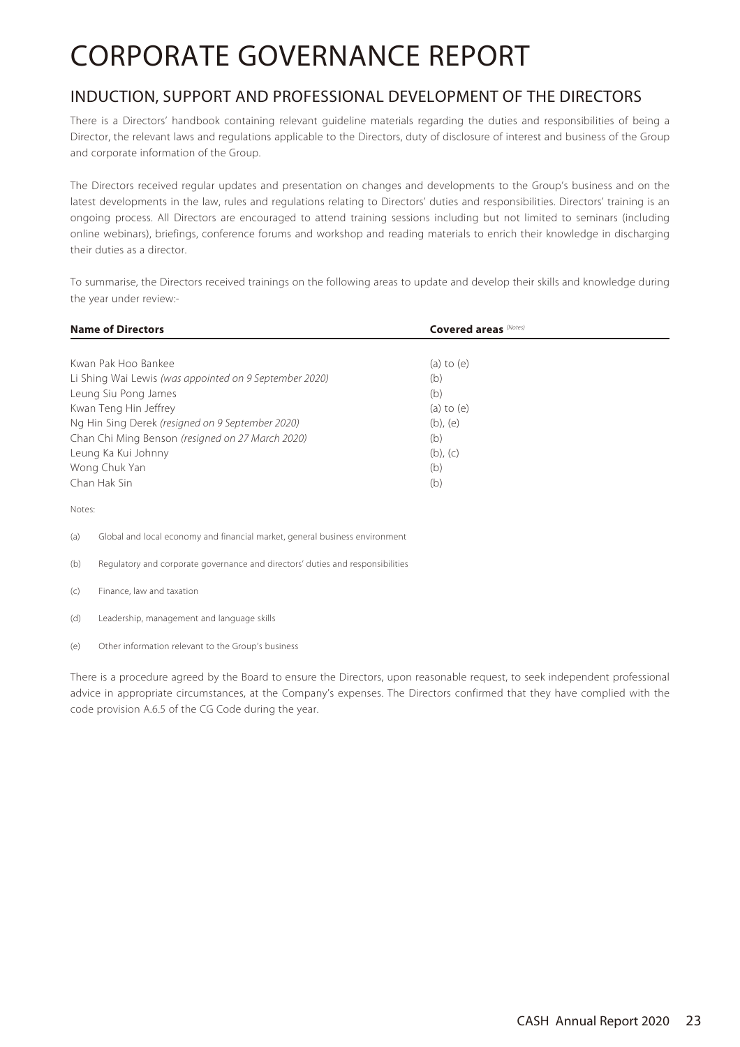# CORPORATE GOVERNANCE REPORT

## INDUCTION, SUPPORT AND PROFESSIONAL DEVELOPMENT OF THE DIRECTORS

There is a Directors' handbook containing relevant guideline materials regarding the duties and responsibilities of being a Director, the relevant laws and regulations applicable to the Directors, duty of disclosure of interest and business of the Group and corporate information of the Group.

The Directors received regular updates and presentation on changes and developments to the Group's business and on the latest developments in the law, rules and regulations relating to Directors' duties and responsibilities. Directors' training is an ongoing process. All Directors are encouraged to attend training sessions including but not limited to seminars (including online webinars), briefings, conference forums and workshop and reading materials to enrich their knowledge in discharging their duties as a director.

To summarise, the Directors received trainings on the following areas to update and develop their skills and knowledge during the year under review:-

| **Name of Directors** | **Covered areas** *(Notes)* |
|---|---|
| Kwan Pak Hoo Bankee | (a) to (e) |
| Li Shing Wai Lewis *(was appointed on 9 September 2020)* | (b) |
| Leung Siu Pong James | (b) |
| Kwan Teng Hin Jeffrey | (a) to (e) |
| Ng Hin Sing Derek *(resigned on 9 September 2020)* | (b), (e) |
| Chan Chi Ming Benson *(resigned on 27 March 2020)* | (b) |
| Leung Ka Kui Johnny | (b), (c) |
| Wong Chuk Yan | (b) |
| Chan Hak Sin | (b) |

Notes:

(a) Global and local economy and financial market, general business environment

(b) Regulatory and corporate governance and directors' duties and responsibilities

(c) Finance, law and taxation

(d) Leadership, management and language skills

(e) Other information relevant to the Group's business

There is a procedure agreed by the Board to ensure the Directors, upon reasonable request, to seek independent professional advice in appropriate circumstances, at the Company's expenses. The Directors confirmed that they have complied with the code provision A.6.5 of the CG Code during the year.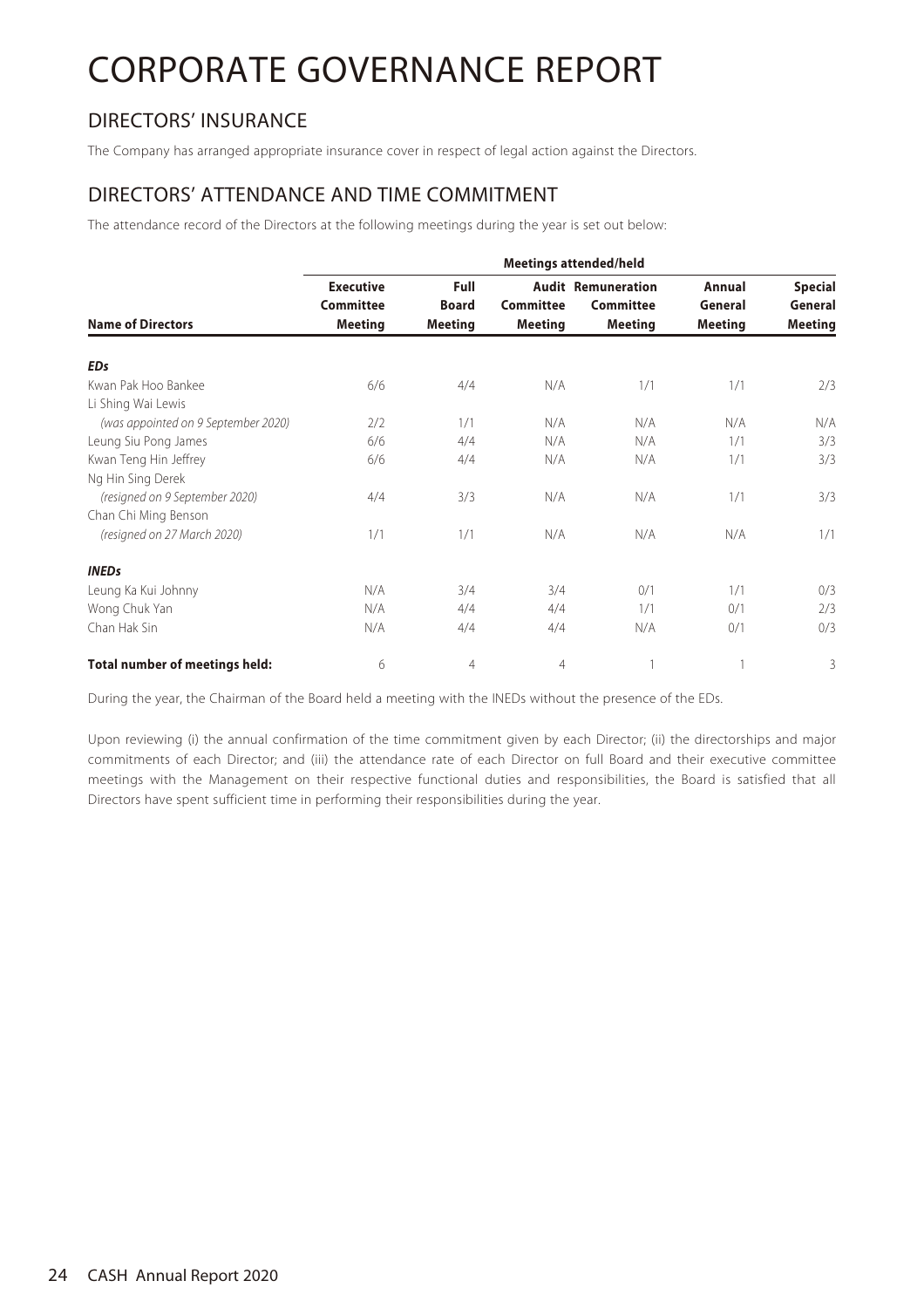# CORPORATE GOVERNANCE REPORT

## DIRECTORS' INSURANCE

The Company has arranged appropriate insurance cover in respect of legal action against the Directors.

## DIRECTORS' ATTENDANCE AND TIME COMMITMENT

The attendance record of the Directors at the following meetings during the year is set out below:

| | **Meetings attended/held** | | | | | |
|---|---|---|---|---|---|---|
| **Name of Directors** | **Executive Committee Meeting** | **Full Board Meeting** | **Audit Committee Meeting** | **Remuneration Committee Meeting** | **Annual General Meeting** | **Special General Meeting** |
| ***EDs*** | | | | | | |
| Kwan Pak Hoo Bankee | 6/6 | 4/4 | N/A | 1/1 | 1/1 | 2/3 |
| Li Shing Wai Lewis *(was appointed on 9 September 2020)* | 2/2 | 1/1 | N/A | N/A | N/A | N/A |
| Leung Siu Pong James | 6/6 | 4/4 | N/A | N/A | 1/1 | 3/3 |
| Kwan Teng Hin Jeffrey | 6/6 | 4/4 | N/A | N/A | 1/1 | 3/3 |
| Ng Hin Sing Derek *(resigned on 9 September 2020)* | 4/4 | 3/3 | N/A | N/A | 1/1 | 3/3 |
| Chan Chi Ming Benson *(resigned on 27 March 2020)* | 1/1 | 1/1 | N/A | N/A | N/A | 1/1 |
| ***INEDs*** | | | | | | |
| Leung Ka Kui Johnny | N/A | 3/4 | 3/4 | 0/1 | 1/1 | 0/3 |
| Wong Chuk Yan | N/A | 4/4 | 4/4 | 1/1 | 0/1 | 2/3 |
| Chan Hak Sin | N/A | 4/4 | 4/4 | N/A | 0/1 | 0/3 |
| **Total number of meetings held:** | 6 | 4 | 4 | 1 | 1 | 3 |

During the year, the Chairman of the Board held a meeting with the INEDs without the presence of the EDs.

Upon reviewing (i) the annual confirmation of the time commitment given by each Director; (ii) the directorships and major commitments of each Director; and (iii) the attendance rate of each Director on full Board and their executive committee meetings with the Management on their respective functional duties and responsibilities, the Board is satisfied that all Directors have spent sufficient time in performing their responsibilities during the year.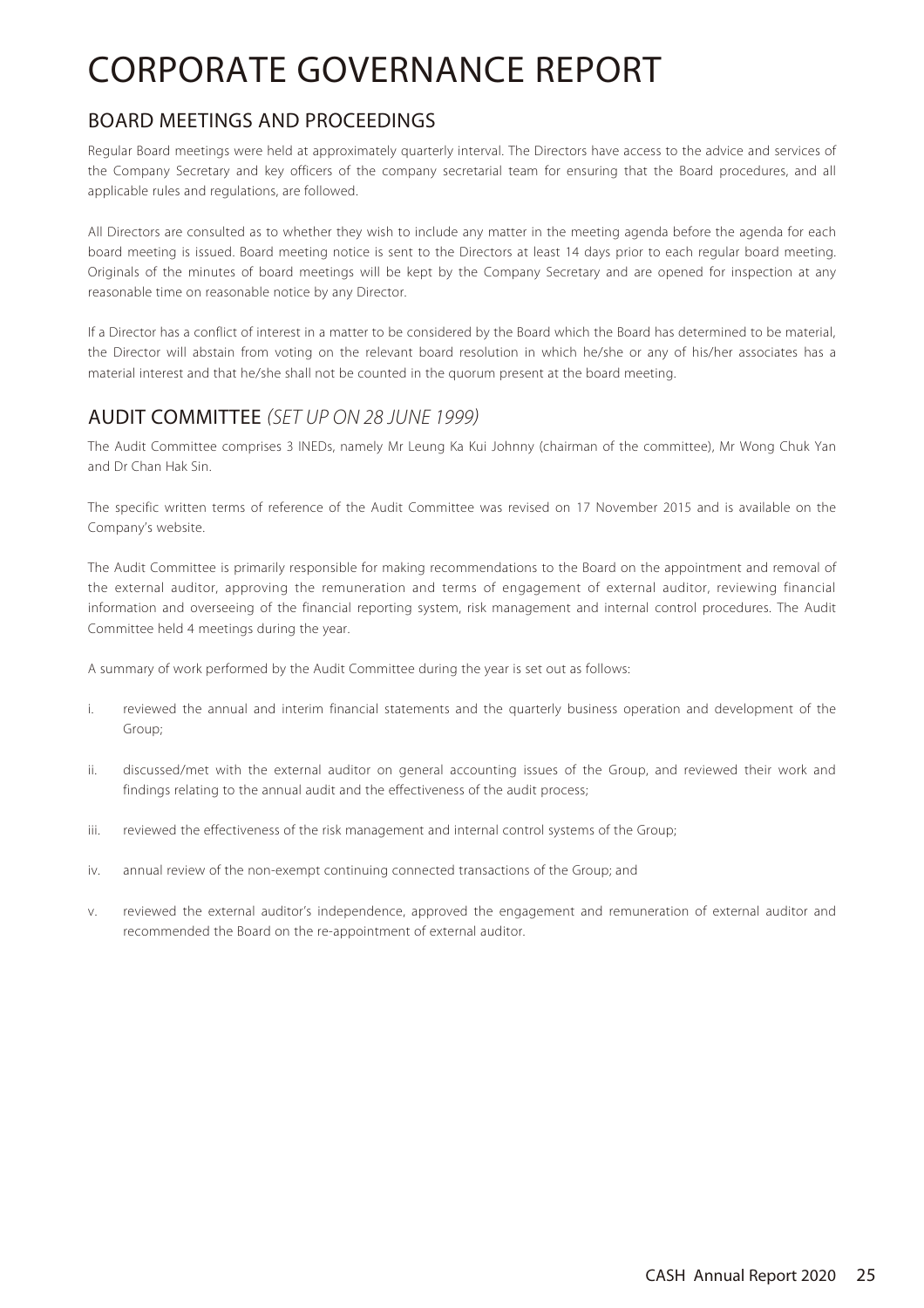# CORPORATE GOVERNANCE REPORT

## BOARD MEETINGS AND PROCEEDINGS

Regular Board meetings were held at approximately quarterly interval. The Directors have access to the advice and services of the Company Secretary and key officers of the company secretarial team for ensuring that the Board procedures, and all applicable rules and regulations, are followed.

All Directors are consulted as to whether they wish to include any matter in the meeting agenda before the agenda for each board meeting is issued. Board meeting notice is sent to the Directors at least 14 days prior to each regular board meeting. Originals of the minutes of board meetings will be kept by the Company Secretary and are opened for inspection at any reasonable time on reasonable notice by any Director.

If a Director has a conflict of interest in a matter to be considered by the Board which the Board has determined to be material, the Director will abstain from voting on the relevant board resolution in which he/she or any of his/her associates has a material interest and that he/she shall not be counted in the quorum present at the board meeting.

## AUDIT COMMITTEE *(SET UP ON 28 JUNE 1999)*

The Audit Committee comprises 3 INEDs, namely Mr Leung Ka Kui Johnny (chairman of the committee), Mr Wong Chuk Yan and Dr Chan Hak Sin.

The specific written terms of reference of the Audit Committee was revised on 17 November 2015 and is available on the Company's website.

The Audit Committee is primarily responsible for making recommendations to the Board on the appointment and removal of the external auditor, approving the remuneration and terms of engagement of external auditor, reviewing financial information and overseeing of the financial reporting system, risk management and internal control procedures. The Audit Committee held 4 meetings during the year.

A summary of work performed by the Audit Committee during the year is set out as follows:

i. reviewed the annual and interim financial statements and the quarterly business operation and development of the Group;

ii. discussed/met with the external auditor on general accounting issues of the Group, and reviewed their work and findings relating to the annual audit and the effectiveness of the audit process;

iii. reviewed the effectiveness of the risk management and internal control systems of the Group;

iv. annual review of the non-exempt continuing connected transactions of the Group; and

v. reviewed the external auditor's independence, approved the engagement and remuneration of external auditor and recommended the Board on the re-appointment of external auditor.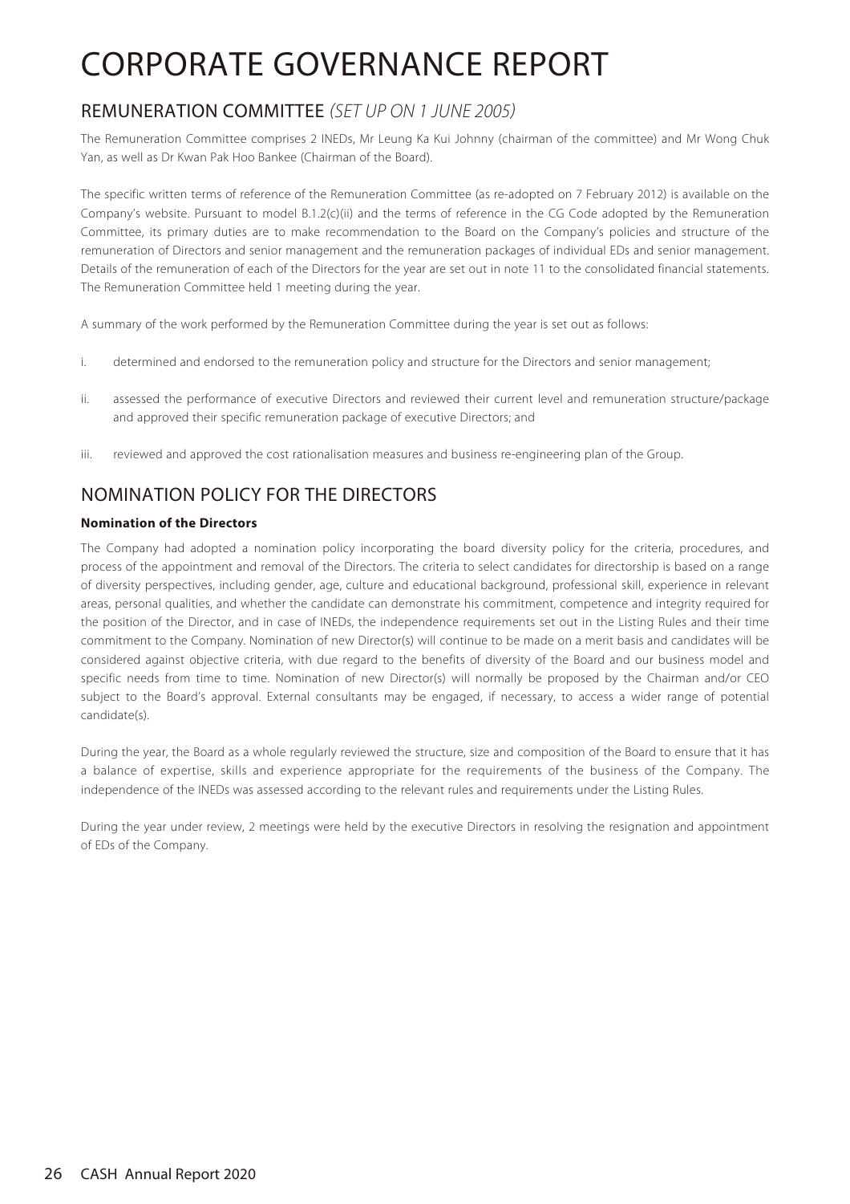# CORPORATE GOVERNANCE REPORT

## REMUNERATION COMMITTEE *(SET UP ON 1 JUNE 2005)*

The Remuneration Committee comprises 2 INEDs, Mr Leung Ka Kui Johnny (chairman of the committee) and Mr Wong Chuk Yan, as well as Dr Kwan Pak Hoo Bankee (Chairman of the Board).

The specific written terms of reference of the Remuneration Committee (as re-adopted on 7 February 2012) is available on the Company's website. Pursuant to model B.1.2(c)(ii) and the terms of reference in the CG Code adopted by the Remuneration Committee, its primary duties are to make recommendation to the Board on the Company's policies and structure of the remuneration of Directors and senior management and the remuneration packages of individual EDs and senior management. Details of the remuneration of each of the Directors for the year are set out in note 11 to the consolidated financial statements. The Remuneration Committee held 1 meeting during the year.

A summary of the work performed by the Remuneration Committee during the year is set out as follows:

i. determined and endorsed to the remuneration policy and structure for the Directors and senior management;

ii. assessed the performance of executive Directors and reviewed their current level and remuneration structure/package and approved their specific remuneration package of executive Directors; and

iii. reviewed and approved the cost rationalisation measures and business re-engineering plan of the Group.

## NOMINATION POLICY FOR THE DIRECTORS

**Nomination of the Directors**

The Company had adopted a nomination policy incorporating the board diversity policy for the criteria, procedures, and process of the appointment and removal of the Directors. The criteria to select candidates for directorship is based on a range of diversity perspectives, including gender, age, culture and educational background, professional skill, experience in relevant areas, personal qualities, and whether the candidate can demonstrate his commitment, competence and integrity required for the position of the Director, and in case of INEDs, the independence requirements set out in the Listing Rules and their time commitment to the Company. Nomination of new Director(s) will continue to be made on a merit basis and candidates will be considered against objective criteria, with due regard to the benefits of diversity of the Board and our business model and specific needs from time to time. Nomination of new Director(s) will normally be proposed by the Chairman and/or CEO subject to the Board's approval. External consultants may be engaged, if necessary, to access a wider range of potential candidate(s).

During the year, the Board as a whole regularly reviewed the structure, size and composition of the Board to ensure that it has a balance of expertise, skills and experience appropriate for the requirements of the business of the Company. The independence of the INEDs was assessed according to the relevant rules and requirements under the Listing Rules.

During the year under review, 2 meetings were held by the executive Directors in resolving the resignation and appointment of EDs of the Company.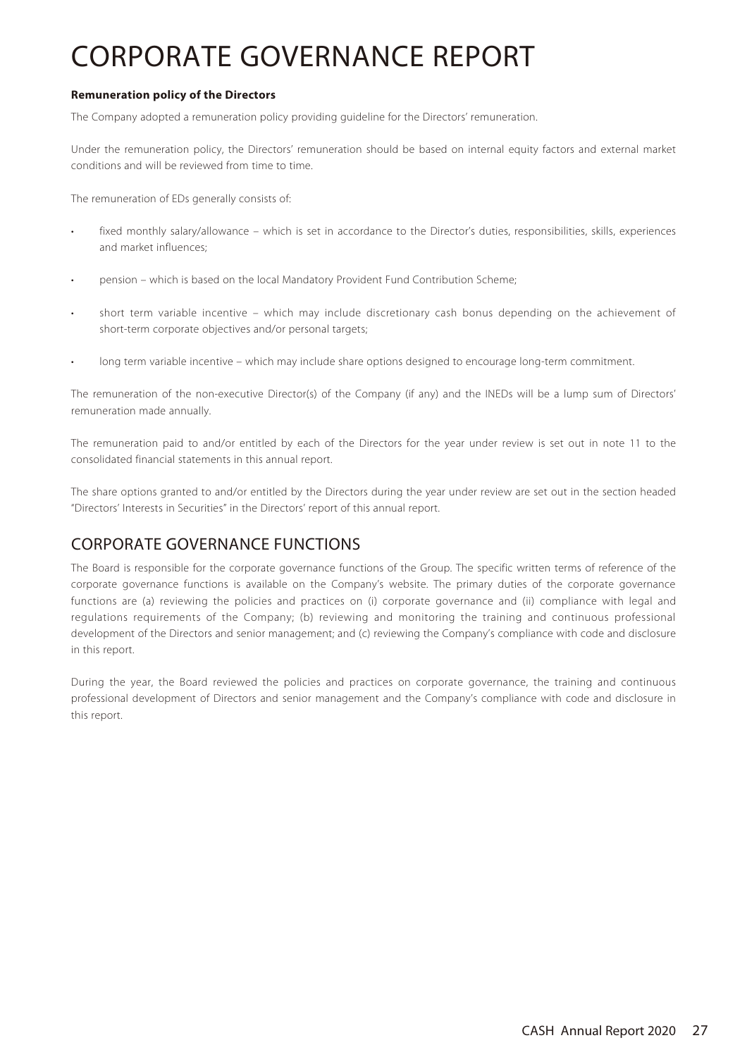# CORPORATE GOVERNANCE REPORT

**Remuneration policy of the Directors**

The Company adopted a remuneration policy providing guideline for the Directors' remuneration.

Under the remuneration policy, the Directors' remuneration should be based on internal equity factors and external market conditions and will be reviewed from time to time.

The remuneration of EDs generally consists of:

- fixed monthly salary/allowance – which is set in accordance to the Director's duties, responsibilities, skills, experiences and market influences;
- pension – which is based on the local Mandatory Provident Fund Contribution Scheme;
- short term variable incentive – which may include discretionary cash bonus depending on the achievement of short-term corporate objectives and/or personal targets;
- long term variable incentive – which may include share options designed to encourage long-term commitment.

The remuneration of the non-executive Director(s) of the Company (if any) and the INEDs will be a lump sum of Directors' remuneration made annually.

The remuneration paid to and/or entitled by each of the Directors for the year under review is set out in note 11 to the consolidated financial statements in this annual report.

The share options granted to and/or entitled by the Directors during the year under review are set out in the section headed "Directors' Interests in Securities" in the Directors' report of this annual report.

## CORPORATE GOVERNANCE FUNCTIONS

The Board is responsible for the corporate governance functions of the Group. The specific written terms of reference of the corporate governance functions is available on the Company's website. The primary duties of the corporate governance functions are (a) reviewing the policies and practices on (i) corporate governance and (ii) compliance with legal and regulations requirements of the Company; (b) reviewing and monitoring the training and continuous professional development of the Directors and senior management; and (c) reviewing the Company's compliance with code and disclosure in this report.

During the year, the Board reviewed the policies and practices on corporate governance, the training and continuous professional development of Directors and senior management and the Company's compliance with code and disclosure in this report.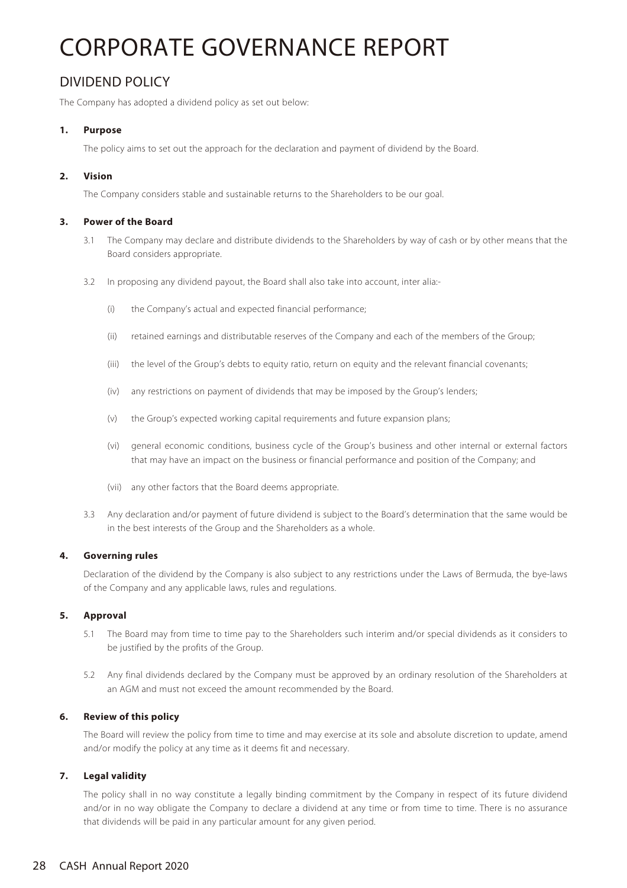# CORPORATE GOVERNANCE REPORT

## DIVIDEND POLICY

The Company has adopted a dividend policy as set out below:

**1. Purpose**

The policy aims to set out the approach for the declaration and payment of dividend by the Board.

**2. Vision**

The Company considers stable and sustainable returns to the Shareholders to be our goal.

**3. Power of the Board**

3.1 The Company may declare and distribute dividends to the Shareholders by way of cash or by other means that the Board considers appropriate.

3.2 In proposing any dividend payout, the Board shall also take into account, inter alia:-

(i) the Company's actual and expected financial performance;

(ii) retained earnings and distributable reserves of the Company and each of the members of the Group;

(iii) the level of the Group's debts to equity ratio, return on equity and the relevant financial covenants;

(iv) any restrictions on payment of dividends that may be imposed by the Group's lenders;

(v) the Group's expected working capital requirements and future expansion plans;

(vi) general economic conditions, business cycle of the Group's business and other internal or external factors that may have an impact on the business or financial performance and position of the Company; and

(vii) any other factors that the Board deems appropriate.

3.3 Any declaration and/or payment of future dividend is subject to the Board's determination that the same would be in the best interests of the Group and the Shareholders as a whole.

**4. Governing rules**

Declaration of the dividend by the Company is also subject to any restrictions under the Laws of Bermuda, the bye-laws of the Company and any applicable laws, rules and regulations.

**5. Approval**

5.1 The Board may from time to time pay to the Shareholders such interim and/or special dividends as it considers to be justified by the profits of the Group.

5.2 Any final dividends declared by the Company must be approved by an ordinary resolution of the Shareholders at an AGM and must not exceed the amount recommended by the Board.

**6. Review of this policy**

The Board will review the policy from time to time and may exercise at its sole and absolute discretion to update, amend and/or modify the policy at any time as it deems fit and necessary.

**7. Legal validity**

The policy shall in no way constitute a legally binding commitment by the Company in respect of its future dividend and/or in no way obligate the Company to declare a dividend at any time or from time to time. There is no assurance that dividends will be paid in any particular amount for any given period.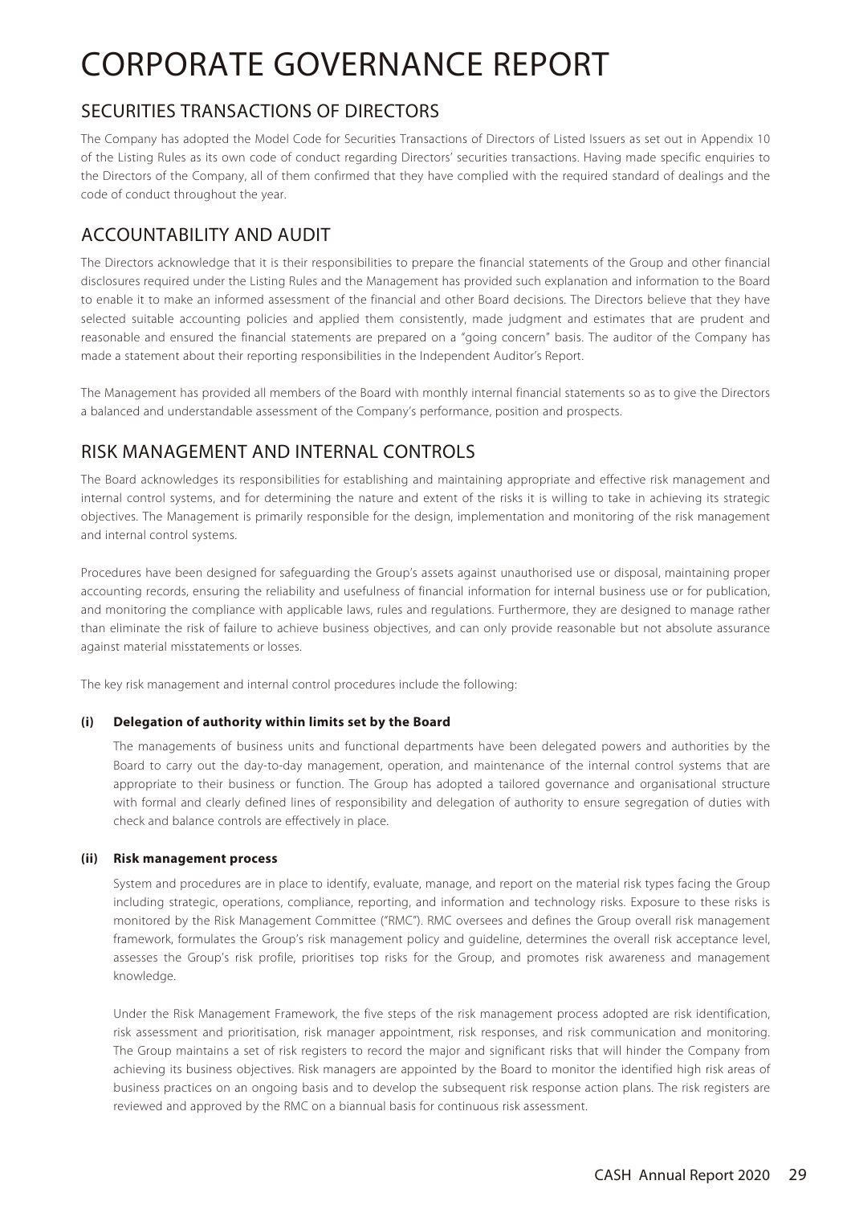# CORPORATE GOVERNANCE REPORT

## SECURITIES TRANSACTIONS OF DIRECTORS

The Company has adopted the Model Code for Securities Transactions of Directors of Listed Issuers as set out in Appendix 10 of the Listing Rules as its own code of conduct regarding Directors' securities transactions. Having made specific enquiries to the Directors of the Company, all of them confirmed that they have complied with the required standard of dealings and the code of conduct throughout the year.

## ACCOUNTABILITY AND AUDIT

The Directors acknowledge that it is their responsibilities to prepare the financial statements of the Group and other financial disclosures required under the Listing Rules and the Management has provided such explanation and information to the Board to enable it to make an informed assessment of the financial and other Board decisions. The Directors believe that they have selected suitable accounting policies and applied them consistently, made judgment and estimates that are prudent and reasonable and ensured the financial statements are prepared on a "going concern" basis. The auditor of the Company has made a statement about their reporting responsibilities in the Independent Auditor's Report.

The Management has provided all members of the Board with monthly internal financial statements so as to give the Directors a balanced and understandable assessment of the Company's performance, position and prospects.

## RISK MANAGEMENT AND INTERNAL CONTROLS

The Board acknowledges its responsibilities for establishing and maintaining appropriate and effective risk management and internal control systems, and for determining the nature and extent of the risks it is willing to take in achieving its strategic objectives. The Management is primarily responsible for the design, implementation and monitoring of the risk management and internal control systems.

Procedures have been designed for safeguarding the Group's assets against unauthorised use or disposal, maintaining proper accounting records, ensuring the reliability and usefulness of financial information for internal business use or for publication, and monitoring the compliance with applicable laws, rules and regulations. Furthermore, they are designed to manage rather than eliminate the risk of failure to achieve business objectives, and can only provide reasonable but not absolute assurance against material misstatements or losses.

The key risk management and internal control procedures include the following:

**(i) Delegation of authority within limits set by the Board**

The managements of business units and functional departments have been delegated powers and authorities by the Board to carry out the day-to-day management, operation, and maintenance of the internal control systems that are appropriate to their business or function. The Group has adopted a tailored governance and organisational structure with formal and clearly defined lines of responsibility and delegation of authority to ensure segregation of duties with check and balance controls are effectively in place.

**(ii) Risk management process**

System and procedures are in place to identify, evaluate, manage, and report on the material risk types facing the Group including strategic, operations, compliance, reporting, and information and technology risks. Exposure to these risks is monitored by the Risk Management Committee ("RMC"). RMC oversees and defines the Group overall risk management framework, formulates the Group's risk management policy and guideline, determines the overall risk acceptance level, assesses the Group's risk profile, prioritises top risks for the Group, and promotes risk awareness and management knowledge.

Under the Risk Management Framework, the five steps of the risk management process adopted are risk identification, risk assessment and prioritisation, risk manager appointment, risk responses, and risk communication and monitoring. The Group maintains a set of risk registers to record the major and significant risks that will hinder the Company from achieving its business objectives. Risk managers are appointed by the Board to monitor the identified high risk areas of business practices on an ongoing basis and to develop the subsequent risk response action plans. The risk registers are reviewed and approved by the RMC on a biannual basis for continuous risk assessment.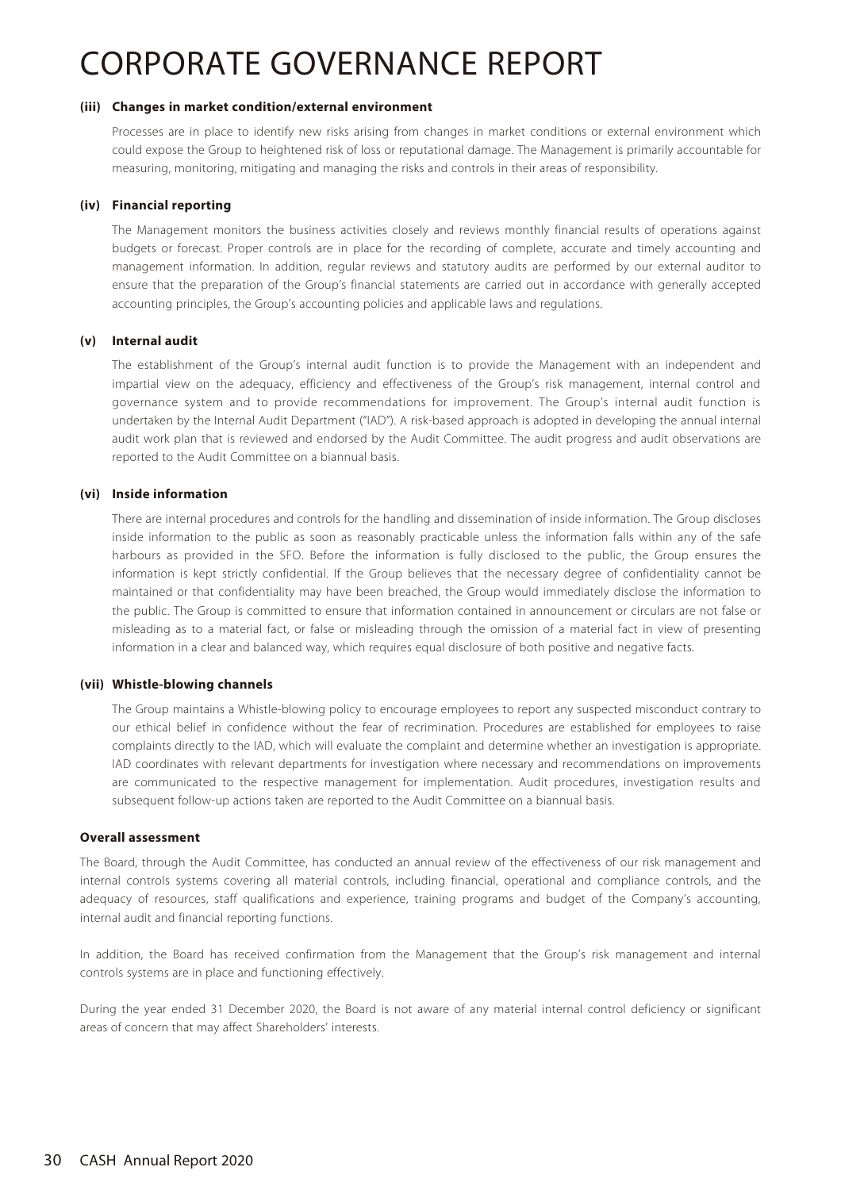# CORPORATE GOVERNANCE REPORT

### (iii) Changes in market condition/external environment

Processes are in place to identify new risks arising from changes in market conditions or external environment which could expose the Group to heightened risk of loss or reputational damage. The Management is primarily accountable for measuring, monitoring, mitigating and managing the risks and controls in their areas of responsibility.

### (iv) Financial reporting

The Management monitors the business activities closely and reviews monthly financial results of operations against budgets or forecast. Proper controls are in place for the recording of complete, accurate and timely accounting and management information. In addition, regular reviews and statutory audits are performed by our external auditor to ensure that the preparation of the Group's financial statements are carried out in accordance with generally accepted accounting principles, the Group's accounting policies and applicable laws and regulations.

### (v) Internal audit

The establishment of the Group's internal audit function is to provide the Management with an independent and impartial view on the adequacy, efficiency and effectiveness of the Group's risk management, internal control and governance system and to provide recommendations for improvement. The Group's internal audit function is undertaken by the Internal Audit Department ("IAD"). A risk-based approach is adopted in developing the annual internal audit work plan that is reviewed and endorsed by the Audit Committee. The audit progress and audit observations are reported to the Audit Committee on a biannual basis.

### (vi) Inside information

There are internal procedures and controls for the handling and dissemination of inside information. The Group discloses inside information to the public as soon as reasonably practicable unless the information falls within any of the safe harbours as provided in the SFO. Before the information is fully disclosed to the public, the Group ensures the information is kept strictly confidential. If the Group believes that the necessary degree of confidentiality cannot be maintained or that confidentiality may have been breached, the Group would immediately disclose the information to the public. The Group is committed to ensure that information contained in announcement or circulars are not false or misleading as to a material fact, or false or misleading through the omission of a material fact in view of presenting information in a clear and balanced way, which requires equal disclosure of both positive and negative facts.

### (vii) Whistle-blowing channels

The Group maintains a Whistle-blowing policy to encourage employees to report any suspected misconduct contrary to our ethical belief in confidence without the fear of recrimination. Procedures are established for employees to raise complaints directly to the IAD, which will evaluate the complaint and determine whether an investigation is appropriate. IAD coordinates with relevant departments for investigation where necessary and recommendations on improvements are communicated to the respective management for implementation. Audit procedures, investigation results and subsequent follow-up actions taken are reported to the Audit Committee on a biannual basis.

### Overall assessment

The Board, through the Audit Committee, has conducted an annual review of the effectiveness of our risk management and internal controls systems covering all material controls, including financial, operational and compliance controls, and the adequacy of resources, staff qualifications and experience, training programs and budget of the Company's accounting, internal audit and financial reporting functions.

In addition, the Board has received confirmation from the Management that the Group's risk management and internal controls systems are in place and functioning effectively.

During the year ended 31 December 2020, the Board is not aware of any material internal control deficiency or significant areas of concern that may affect Shareholders' interests.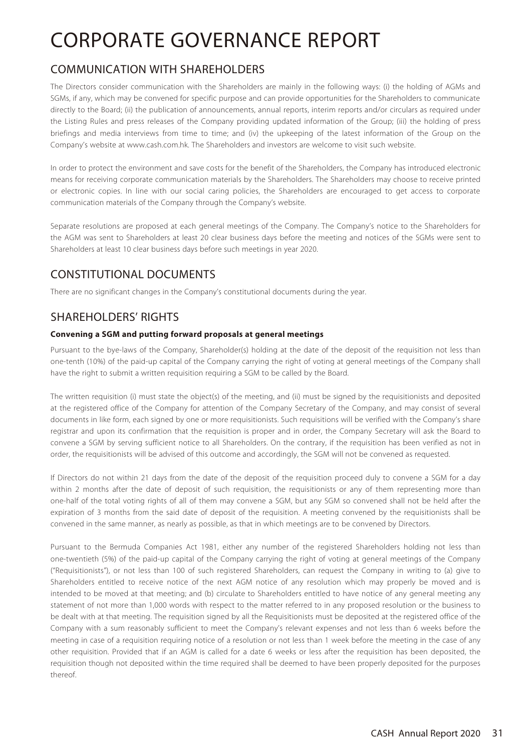# CORPORATE GOVERNANCE REPORT

## COMMUNICATION WITH SHAREHOLDERS

The Directors consider communication with the Shareholders are mainly in the following ways: (i) the holding of AGMs and SGMs, if any, which may be convened for specific purpose and can provide opportunities for the Shareholders to communicate directly to the Board; (ii) the publication of announcements, annual reports, interim reports and/or circulars as required under the Listing Rules and press releases of the Company providing updated information of the Group; (iii) the holding of press briefings and media interviews from time to time; and (iv) the upkeeping of the latest information of the Group on the Company's website at www.cash.com.hk. The Shareholders and investors are welcome to visit such website.

In order to protect the environment and save costs for the benefit of the Shareholders, the Company has introduced electronic means for receiving corporate communication materials by the Shareholders. The Shareholders may choose to receive printed or electronic copies. In line with our social caring policies, the Shareholders are encouraged to get access to corporate communication materials of the Company through the Company's website.

Separate resolutions are proposed at each general meetings of the Company. The Company's notice to the Shareholders for the AGM was sent to Shareholders at least 20 clear business days before the meeting and notices of the SGMs were sent to Shareholders at least 10 clear business days before such meetings in year 2020.

## CONSTITUTIONAL DOCUMENTS

There are no significant changes in the Company's constitutional documents during the year.

## SHAREHOLDERS' RIGHTS

### Convening a SGM and putting forward proposals at general meetings

Pursuant to the bye-laws of the Company, Shareholder(s) holding at the date of the deposit of the requisition not less than one-tenth (10%) of the paid-up capital of the Company carrying the right of voting at general meetings of the Company shall have the right to submit a written requisition requiring a SGM to be called by the Board.

The written requisition (i) must state the object(s) of the meeting, and (ii) must be signed by the requisitionists and deposited at the registered office of the Company for attention of the Company Secretary of the Company, and may consist of several documents in like form, each signed by one or more requisitionists. Such requisitions will be verified with the Company's share registrar and upon its confirmation that the requisition is proper and in order, the Company Secretary will ask the Board to convene a SGM by serving sufficient notice to all Shareholders. On the contrary, if the requisition has been verified as not in order, the requisitionists will be advised of this outcome and accordingly, the SGM will not be convened as requested.

If Directors do not within 21 days from the date of the deposit of the requisition proceed duly to convene a SGM for a day within 2 months after the date of deposit of such requisition, the requisitionists or any of them representing more than one-half of the total voting rights of all of them may convene a SGM, but any SGM so convened shall not be held after the expiration of 3 months from the said date of deposit of the requisition. A meeting convened by the requisitionists shall be convened in the same manner, as nearly as possible, as that in which meetings are to be convened by Directors.

Pursuant to the Bermuda Companies Act 1981, either any number of the registered Shareholders holding not less than one-twentieth (5%) of the paid-up capital of the Company carrying the right of voting at general meetings of the Company ("Requisitionists"), or not less than 100 of such registered Shareholders, can request the Company in writing to (a) give to Shareholders entitled to receive notice of the next AGM notice of any resolution which may properly be moved and is intended to be moved at that meeting; and (b) circulate to Shareholders entitled to have notice of any general meeting any statement of not more than 1,000 words with respect to the matter referred to in any proposed resolution or the business to be dealt with at that meeting. The requisition signed by all the Requisitionists must be deposited at the registered office of the Company with a sum reasonably sufficient to meet the Company's relevant expenses and not less than 6 weeks before the meeting in case of a requisition requiring notice of a resolution or not less than 1 week before the meeting in the case of any other requisition. Provided that if an AGM is called for a date 6 weeks or less after the requisition has been deposited, the requisition though not deposited within the time required shall be deemed to have been properly deposited for the purposes thereof.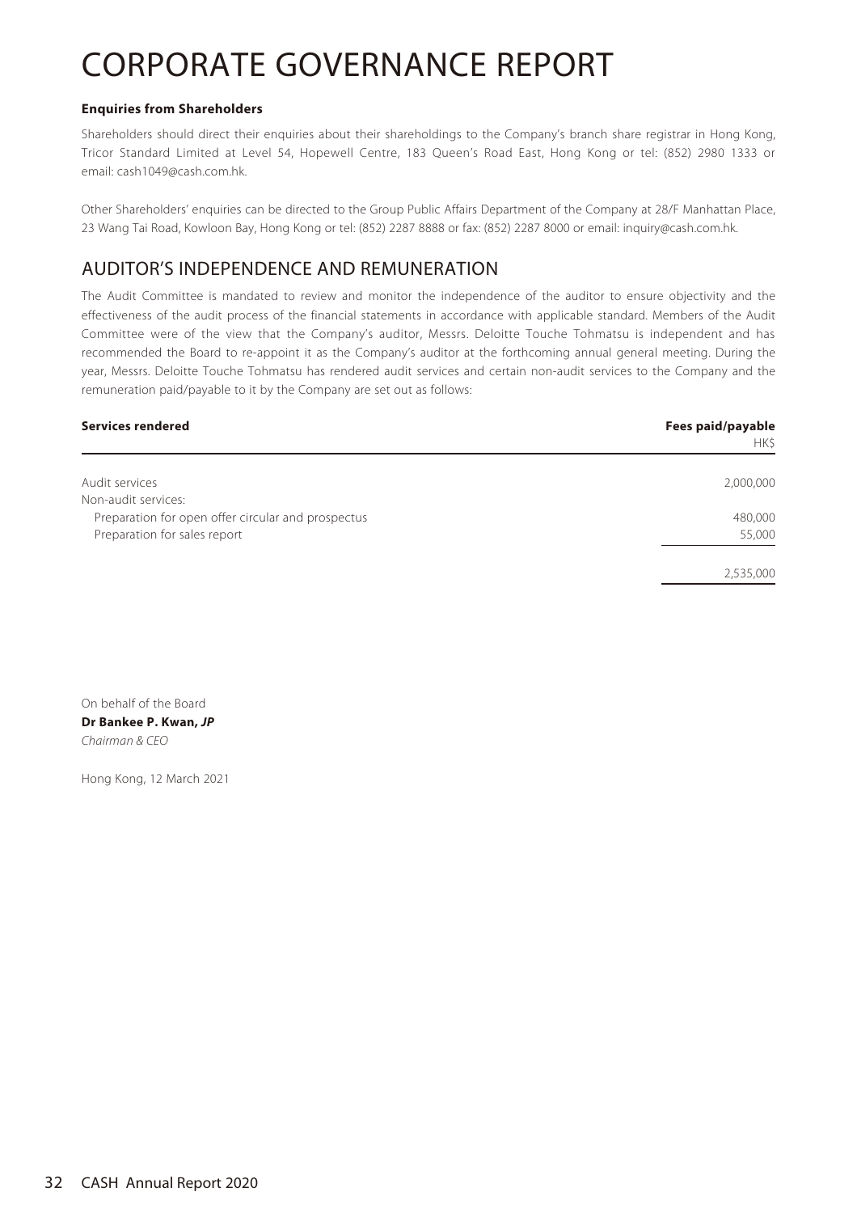# CORPORATE GOVERNANCE REPORT

**Enquiries from Shareholders**

Shareholders should direct their enquiries about their shareholdings to the Company's branch share registrar in Hong Kong, Tricor Standard Limited at Level 54, Hopewell Centre, 183 Queen's Road East, Hong Kong or tel: (852) 2980 1333 or email: cash1049@cash.com.hk.

Other Shareholders' enquiries can be directed to the Group Public Affairs Department of the Company at 28/F Manhattan Place, 23 Wang Tai Road, Kowloon Bay, Hong Kong or tel: (852) 2287 8888 or fax: (852) 2287 8000 or email: inquiry@cash.com.hk.

## AUDITOR'S INDEPENDENCE AND REMUNERATION

The Audit Committee is mandated to review and monitor the independence of the auditor to ensure objectivity and the effectiveness of the audit process of the financial statements in accordance with applicable standard. Members of the Audit Committee were of the view that the Company's auditor, Messrs. Deloitte Touche Tohmatsu is independent and has recommended the Board to re-appoint it as the Company's auditor at the forthcoming annual general meeting. During the year, Messrs. Deloitte Touche Tohmatsu has rendered audit services and certain non-audit services to the Company and the remuneration paid/payable to it by the Company are set out as follows:

| Services rendered | Fees paid/payable HK$ |
|---|---|
| Audit services | 2,000,000 |
| Non-audit services: | |
| Preparation for open offer circular and prospectus | 480,000 |
| Preparation for sales report | 55,000 |
| | 2,535,000 |

On behalf of the Board
**Dr Bankee P. Kwan, *JP***
*Chairman & CEO*

Hong Kong, 12 March 2021